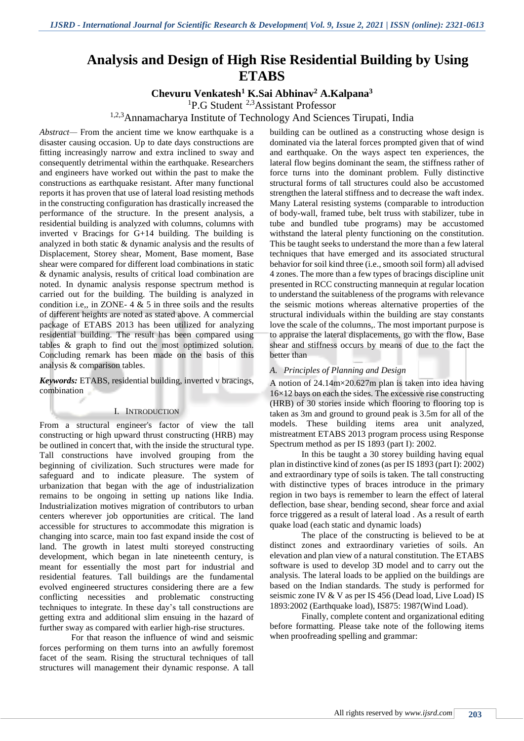# Analysis and Design of High Rise Residential Building by Using ETABS

**Chevuru Venkatesh[1] K.Sai Abhinav[2] A.Kalpana[3]**

[1]P.G Student [2,3]Assistant Professor

[1,2,3]Annamacharya Institute of Technology And Sciences Tirupati, India

*Abstract*— From the ancient time we know earthquake is a disaster causing occasion. Up to date days constructions are fitting increasingly narrow and extra inclined to sway and consequently detrimental within the earthquake. Researchers and engineers have worked out within the past to make the constructions as earthquake resistant. After many functional reports it has proven that use of lateral load resisting methods in the constructing configuration has drastically increased the performance of the structure. In the present analysis, a residential building is analyzed with columns, columns with inverted v Bracings for G+14 building. The building is analyzed in both static & dynamic analysis and the results of Displacement, Storey shear, Moment, Base moment, Base shear were compared for different load combinations in static & dynamic analysis, results of critical load combination are noted. In dynamic analysis response spectrum method is carried out for the building. The building is analyzed in condition i.e,, in ZONE- 4 & 5 in three soils and the results of different heights are noted as stated above. A commercial package of ETABS 2013 has been utilized for analyzing residential building. The result has been compared using tables & graph to find out the most optimized solution. Concluding remark has been made on the basis of this analysis & comparison tables.

***Keywords:*** ETABS, residential building, inverted v bracings, combination

## I. Introduction

From a structural engineer's factor of view the tall constructing or high upward thrust constructing (HRB) may be outlined in concert that, with the inside the structural type. Tall constructions have involved grouping from the beginning of civilization. Such structures were made for safeguard and to indicate pleasure. The system of urbanization that began with the age of industrialization remains to be ongoing in setting up nations like India. Industrialization motives migration of contributors to urban centers wherever job opportunities are critical. The land accessible for structures to accommodate this migration is changing into scarce, main too fast expand inside the cost of land. The growth in latest multi storeyed constructing development, which began in late nineteenth century, is meant for essentially the most part for industrial and residential features. Tall buildings are the fundamental evolved engineered structures considering there are a few conflicting necessities and problematic constructing techniques to integrate. In these day's tall constructions are getting extra and additional slim ensuing in the hazard of further sway as compared with earlier high-rise structures.

For that reason the influence of wind and seismic forces performing on them turns into an awfully foremost facet of the seam. Rising the structural techniques of tall structures will management their dynamic response. A tall building can be outlined as a constructing whose design is dominated via the lateral forces prompted given that of wind and earthquake. On the ways aspect ten experiences, the lateral flow begins dominant the seam, the stiffness rather of force turns into the dominant problem. Fully distinctive structural forms of tall structures could also be accustomed strengthen the lateral stiffness and to decrease the waft index. Many Lateral resisting systems (comparable to introduction of body-wall, framed tube, belt truss with stabilizer, tube in tube and bundled tube programs) may be accustomed withstand the lateral plenty functioning on the constitution. This be taught seeks to understand the more than a few lateral techniques that have emerged and its associated structural behavior for soil kind three (i.e., smooth soil form) all advised 4 zones. The more than a few types of bracings discipline unit presented in RCC constructing mannequin at regular location to understand the suitableness of the programs with relevance the seismic motions whereas alternative properties of the structural individuals within the building are stay constants love the scale of the columns,. The most important purpose is to appraise the lateral displacements, go with the flow, Base shear and stiffness occurs by means of due to the fact the better than

### *A. Principles of Planning and Design*

A notion of 24.14m×20.627m plan is taken into idea having 16×12 bays on each the sides. The excessive rise constructing (HRB) of 30 stories inside which flooring to flooring top is taken as 3m and ground to ground peak is 3.5m for all of the models. These building items area unit analyzed, mistreatment ETABS 2013 program process using Response Spectrum method as per IS 1893 (part I): 2002.

In this be taught a 30 storey building having equal plan in distinctive kind of zones (as per IS 1893 (part I): 2002) and extraordinary type of soils is taken. The tall constructing with distinctive types of braces introduce in the primary region in two bays is remember to learn the effect of lateral deflection, base shear, bending second, shear force and axial force triggered as a result of lateral load . As a result of earth quake load (each static and dynamic loads)

The place of the constructing is believed to be at distinct zones and extraordinary varieties of soils. An elevation and plan view of a natural constitution. The ETABS software is used to develop 3D model and to carry out the analysis. The lateral loads to be applied on the buildings are based on the Indian standards. The study is performed for seismic zone IV & V as per IS 456 (Dead load, Live Load) IS 1893:2002 (Earthquake load), IS875: 1987(Wind Load).

Finally, complete content and organizational editing before formatting. Please take note of the following items when proofreading spelling and grammar: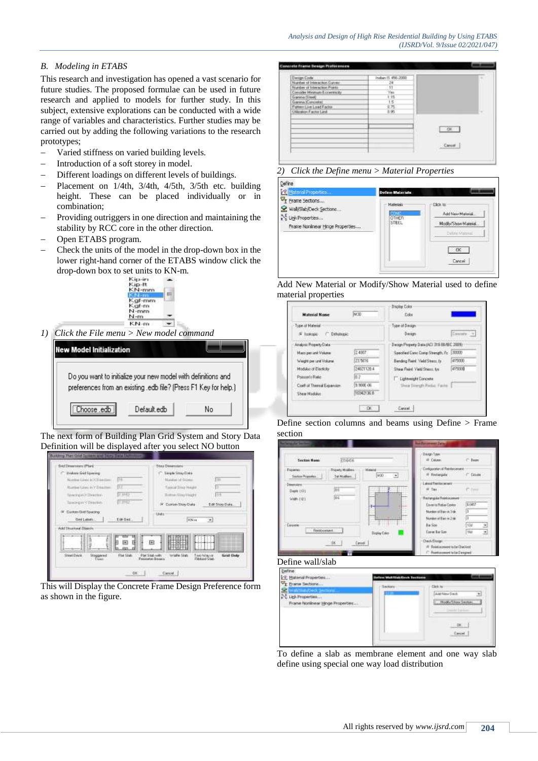### B. Modeling in ETABS

This research and investigation has opened a vast scenario for future studies. The proposed formulae can be used in future research and applied to models for further study. In this subject, extensive explorations can be conducted with a wide range of variables and characteristics. Further studies may be carried out by adding the following variations to the research prototypes;

- Varied stiffness on varied building levels.
- Introduction of a soft storey in model.
- Different loadings on different levels of buildings.
- Placement on 1/4th, 3/4th, 4/5th, 3/5th etc. building height. These can be placed individually or in combination;
- Providing outriggers in one direction and maintaining the stability by RCC core in the other direction.
- Open ETABS program.
- Check the units of the model in the drop-down box in the lower right-hand corner of the ETABS window click the drop-down box to set units to KN-m.

1) *Click the File menu > New model command*

The next form of Building Plan Grid System and Story Data Definition will be displayed after you select NO button

This will Display the Concrete Frame Design Preference form as shown in the figure.

2) *Click the Define menu > Material Properties*

Add New Material or Modify/Show Material used to define material properties

Define section columns and beams using Define > Frame section

Define wall/slab

To define a slab as membrane element and one way slab define using special one way load distribution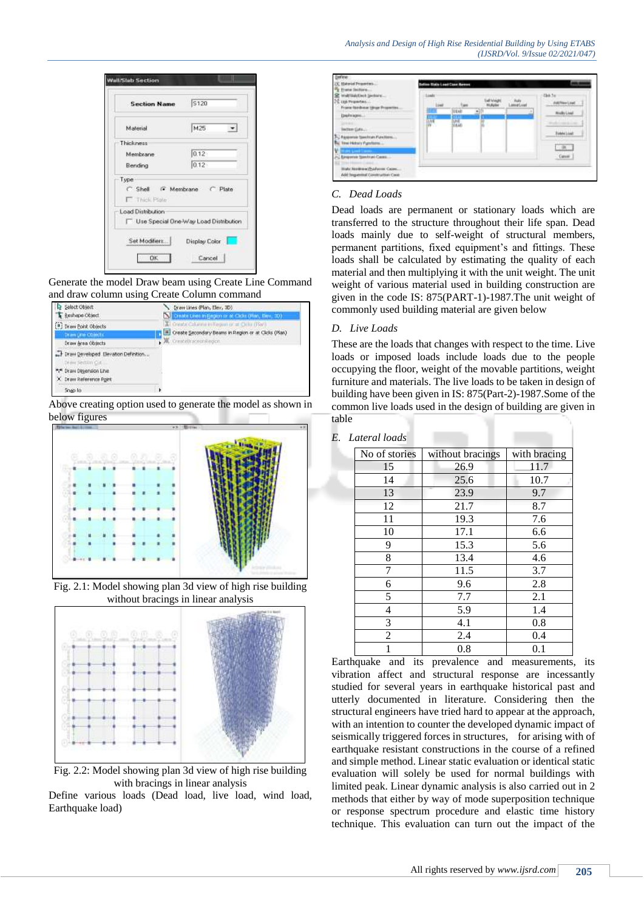Generate the model Draw beam using Create Line Command and draw column using Create Column command

Above creating option used to generate the model as shown in below figures

Fig. 2.1: Model showing plan 3d view of high rise building without bracings in linear analysis

Fig. 2.2: Model showing plan 3d view of high rise building with bracings in linear analysis

Define various loads (Dead load, live load, wind load, Earthquake load)

## C. Dead Loads

Dead loads are permanent or stationary loads which are transferred to the structure throughout their life span. Dead loads mainly due to self-weight of structural members, permanent partitions, fixed equipment's and fittings. These loads shall be calculated by estimating the quality of each material and then multiplying it with the unit weight. The unit weight of various material used in building construction are given in the code IS: 875(PART-1)-1987.The unit weight of commonly used building material are given below

## D. Live Loads

These are the loads that changes with respect to the time. Live loads or imposed loads include loads due to the people occupying the floor, weight of the movable partitions, weight furniture and materials. The live loads to be taken in design of building have been given in IS: 875(Part-2)-1987.Some of the common live loads used in the design of building are given in table

## E. Lateral loads

| No of stories | without bracings | with bracing |
|---|---|---|
| 15 | 26.9 | 11.7 |
| 14 | 25.6 | 10.7 |
| 13 | 23.9 | 9.7 |
| 12 | 21.7 | 8.7 |
| 11 | 19.3 | 7.6 |
| 10 | 17.1 | 6.6 |
| 9 | 15.3 | 5.6 |
| 8 | 13.4 | 4.6 |
| 7 | 11.5 | 3.7 |
| 6 | 9.6 | 2.8 |
| 5 | 7.7 | 2.1 |
| 4 | 5.9 | 1.4 |
| 3 | 4.1 | 0.8 |
| 2 | 2.4 | 0.4 |
| 1 | 0.8 | 0.1 |

Earthquake and its prevalence and measurements, its vibration affect and structural response are incessantly studied for several years in earthquake historical past and utterly documented in literature. Considering then the structural engineers have tried hard to appear at the approach, with an intention to counter the developed dynamic impact of seismically triggered forces in structures, for arising with of earthquake resistant constructions in the course of a refined and simple method. Linear static evaluation or identical static evaluation will solely be used for normal buildings with limited peak. Linear dynamic analysis is also carried out in 2 methods that either by way of mode superposition technique or response spectrum procedure and elastic time history technique. This evaluation can turn out the impact of the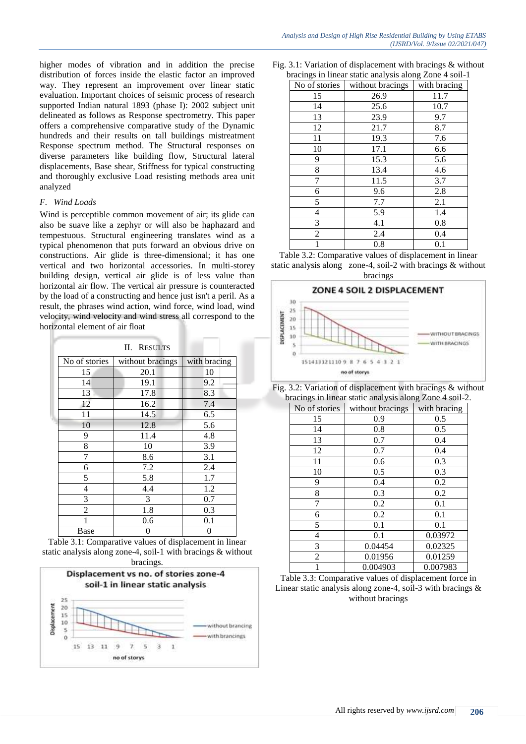higher modes of vibration and in addition the precise distribution of forces inside the elastic factor an improved way. They represent an improvement over linear static evaluation. Important choices of seismic process of research supported Indian natural 1893 (phase I): 2002 subject unit delineated as follows as Response spectrometry. This paper offers a comprehensive comparative study of the Dynamic hundreds and their results on tall buildings mistreatment Response spectrum method. The Structural responses on diverse parameters like building flow, Structural lateral displacements, Base shear, Stiffness for typical constructing and thoroughly exclusive Load resisting methods area unit analyzed

### *F. Wind Loads*

Wind is perceptible common movement of air; its glide can also be suave like a zephyr or will also be haphazard and tempestuous. Structural engineering translates wind as a typical phenomenon that puts forward an obvious drive on constructions. Air glide is three-dimensional; it has one vertical and two horizontal accessories. In multi-storey building design, vertical air glide is of less value than horizontal air flow. The vertical air pressure is counteracted by the load of a constructing and hence just isn't a peril. As a result, the phrases wind action, wind force, wind load, wind velocity, wind velocity and wind stress all correspond to the horizontal element of air float

## II. RESULTS

| No of stories | without bracings | with bracing |
|---|---|---|
| 15 | 20.1 | 10 |
| 14 | 19.1 | 9.2 |
| 13 | 17.8 | 8.3 |
| 12 | 16.2 | 7.4 |
| 11 | 14.5 | 6.5 |
| 10 | 12.8 | 5.6 |
| 9 | 11.4 | 4.8 |
| 8 | 10 | 3.9 |
| 7 | 8.6 | 3.1 |
| 6 | 7.2 | 2.4 |
| 5 | 5.8 | 1.7 |
| 4 | 4.4 | 1.2 |
| 3 | 3 | 0.7 |
| 2 | 1.8 | 0.3 |
| 1 | 0.6 | 0.1 |
| Base | 0 | 0 |

Table 3.1: Comparative values of displacement in linear static analysis along zone-4, soil-1 with bracings & without bracings.

Fig. 3.1: Variation of displacement with bracings & without bracings in linear static analysis along Zone 4 soil-1

| No of stories | without bracings | with bracing |
|---|---|---|
| 15 | 26.9 | 11.7 |
| 14 | 25.6 | 10.7 |
| 13 | 23.9 | 9.7 |
| 12 | 21.7 | 8.7 |
| 11 | 19.3 | 7.6 |
| 10 | 17.1 | 6.6 |
| 9 | 15.3 | 5.6 |
| 8 | 13.4 | 4.6 |
| 7 | 11.5 | 3.7 |
| 6 | 9.6 | 2.8 |
| 5 | 7.7 | 2.1 |
| 4 | 5.9 | 1.4 |
| 3 | 4.1 | 0.8 |
| 2 | 2.4 | 0.4 |
| 1 | 0.8 | 0.1 |

Table 3.2: Comparative values of displacement in linear static analysis along zone-4, soil-2 with bracings & without bracings

Fig. 3.2: Variation of displacement with bracings & without bracings in linear static analysis along Zone 4 soil-2.

| No of stories | without bracings | with bracing |
|---|---|---|
| 15 | 0.9 | 0.5 |
| 14 | 0.8 | 0.5 |
| 13 | 0.7 | 0.4 |
| 12 | 0.7 | 0.4 |
| 11 | 0.6 | 0.3 |
| 10 | 0.5 | 0.3 |
| 9 | 0.4 | 0.2 |
| 8 | 0.3 | 0.2 |
| 7 | 0.2 | 0.1 |
| 6 | 0.2 | 0.1 |
| 5 | 0.1 | 0.1 |
| 4 | 0.1 | 0.03972 |
| 3 | 0.04454 | 0.02325 |
| 2 | 0.01956 | 0.01259 |
| 1 | 0.004903 | 0.007983 |

Table 3.3: Comparative values of displacement force in Linear static analysis along zone-4, soil-3 with bracings & without bracings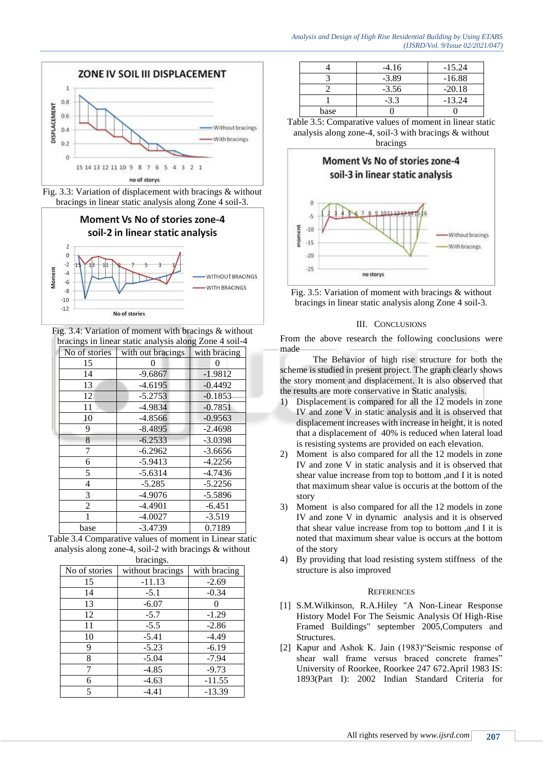Fig. 3.3: Variation of displacement with bracings & without bracings in linear static analysis along Zone 4 soil-3.

Fig. 3.4: Variation of moment with bracings & without bracings in linear static analysis along Zone 4 soil-4

| No of stories | with out bracings | with bracing |
|---|---|---|
| 15 | 0 | 0 |
| 14 | -9.6867 | -1.9812 |
| 13 | -4.6195 | -0.4492 |
| 12 | -5.2753 | -0.1853 |
| 11 | -4.9834 | -0.7851 |
| 10 | -4.8566 | -0.9563 |
| 9 | -8.4895 | -2.4698 |
| 8 | -6.2533 | -3.0398 |
| 7 | -6.2962 | -3.6656 |
| 6 | -5.9413 | -4.2256 |
| 5 | -5.6314 | -4.7436 |
| 4 | -5.285 | -5.2256 |
| 3 | -4.9076 | -5.5896 |
| 2 | -4.4901 | -6.451 |
| 1 | -4.0027 | -3.519 |
| base | -3.4739 | 0.7189 |

Table 3.4 Comparative values of moment in Linear static analysis along zone-4, soil-2 with bracings & without bracings.

| No of stories | without bracings | with bracing |
|---|---|---|
| 15 | -11.13 | -2.69 |
| 14 | -5.1 | -0.34 |
| 13 | -6.07 | 0 |
| 12 | -5.7 | -1.29 |
| 11 | -5.5 | -2.86 |
| 10 | -5.41 | -4.49 |
| 9 | -5.23 | -6.19 |
| 8 | -5.04 | -7.94 |
| 7 | -4.85 | -9.73 |
| 6 | -4.63 | -11.55 |
| 5 | -4.41 | -13.39 |
| 4 | -4.16 | -15.24 |
| 3 | -3.89 | -16.88 |
| 2 | -3.56 | -20.18 |
| 1 | -3.3 | -13.24 |
| base | 0 | 0 |

Table 3.5: Comparative values of moment in linear static analysis along zone-4, soil-3 with bracings & without bracings

Fig. 3.5: Variation of moment with bracings & without bracings in linear static analysis along Zone 4 soil-3.

## III. Conclusions

From the above research the following conclusions were made

The Behavior of high rise structure for both the scheme is studied in present project. The graph clearly shows the story moment and displacement. It is also observed that the results are more conservative in Static analysis.

1) Displacement is compared for all the 12 models in zone IV and zone V in static analysis and it is observed that displacement increases with increase in height, it is noted that a displacement of 40% is reduced when lateral load is resisting systems are provided on each elevation.
2) Moment is also compared for all the 12 models in zone IV and zone V in static analysis and it is observed that shear value increase from top to bottom ,and I it is noted that maximum shear value is occuris at the bottom of the story
3) Moment is also compared for all the 12 models in zone IV and zone V in dynamic analysis and it is observed that shear value increase from top to bottom ,and I it is noted that maximum shear value is occurs at the bottom of the story
4) By providing that load resisting system stiffness of the structure is also improved

## References

[1] S.M.Wilkinson, R.A.Hiley "A Non-Linear Response History Model For The Seismic Analysis Of High-Rise Framed Buildings" september 2005,Computers and Structures.

[2] Kapur and Ashok K. Jain (1983)"Seismic response of shear wall frame versus braced concrete frames" University of Roorkee, Roorkee 247 672.April 1983 IS: 1893(Part I): 2002 Indian Standard Criteria for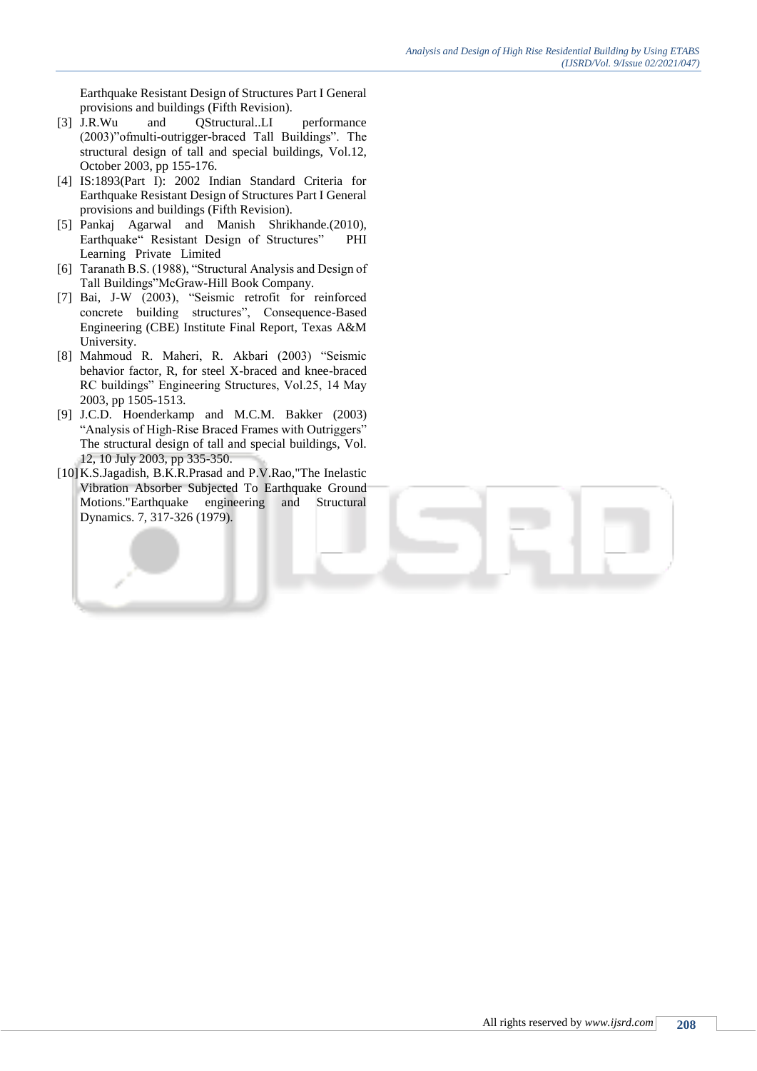Earthquake Resistant Design of Structures Part I General provisions and buildings (Fifth Revision).

[3] J.R.Wu and QStructural..LI performance (2003)"ofmulti-outrigger-braced Tall Buildings". The structural design of tall and special buildings, Vol.12, October 2003, pp 155-176.

[4] IS:1893(Part I): 2002 Indian Standard Criteria for Earthquake Resistant Design of Structures Part I General provisions and buildings (Fifth Revision).

[5] Pankaj Agarwal and Manish Shrikhande.(2010), Earthquake" Resistant Design of Structures" PHI Learning Private Limited

[6] Taranath B.S. (1988), "Structural Analysis and Design of Tall Buildings"McGraw-Hill Book Company.

[7] Bai, J-W (2003), "Seismic retrofit for reinforced concrete building structures", Consequence-Based Engineering (CBE) Institute Final Report, Texas A&M University.

[8] Mahmoud R. Maheri, R. Akbari (2003) "Seismic behavior factor, R, for steel X-braced and knee-braced RC buildings" Engineering Structures, Vol.25, 14 May 2003, pp 1505-1513.

[9] J.C.D. Hoenderkamp and M.C.M. Bakker (2003) "Analysis of High-Rise Braced Frames with Outriggers" The structural design of tall and special buildings, Vol. 12, 10 July 2003, pp 335-350.

[10] K.S.Jagadish, B.K.R.Prasad and P.V.Rao,"The Inelastic Vibration Absorber Subjected To Earthquake Ground Motions."Earthquake engineering and Structural Dynamics. 7, 317-326 (1979).